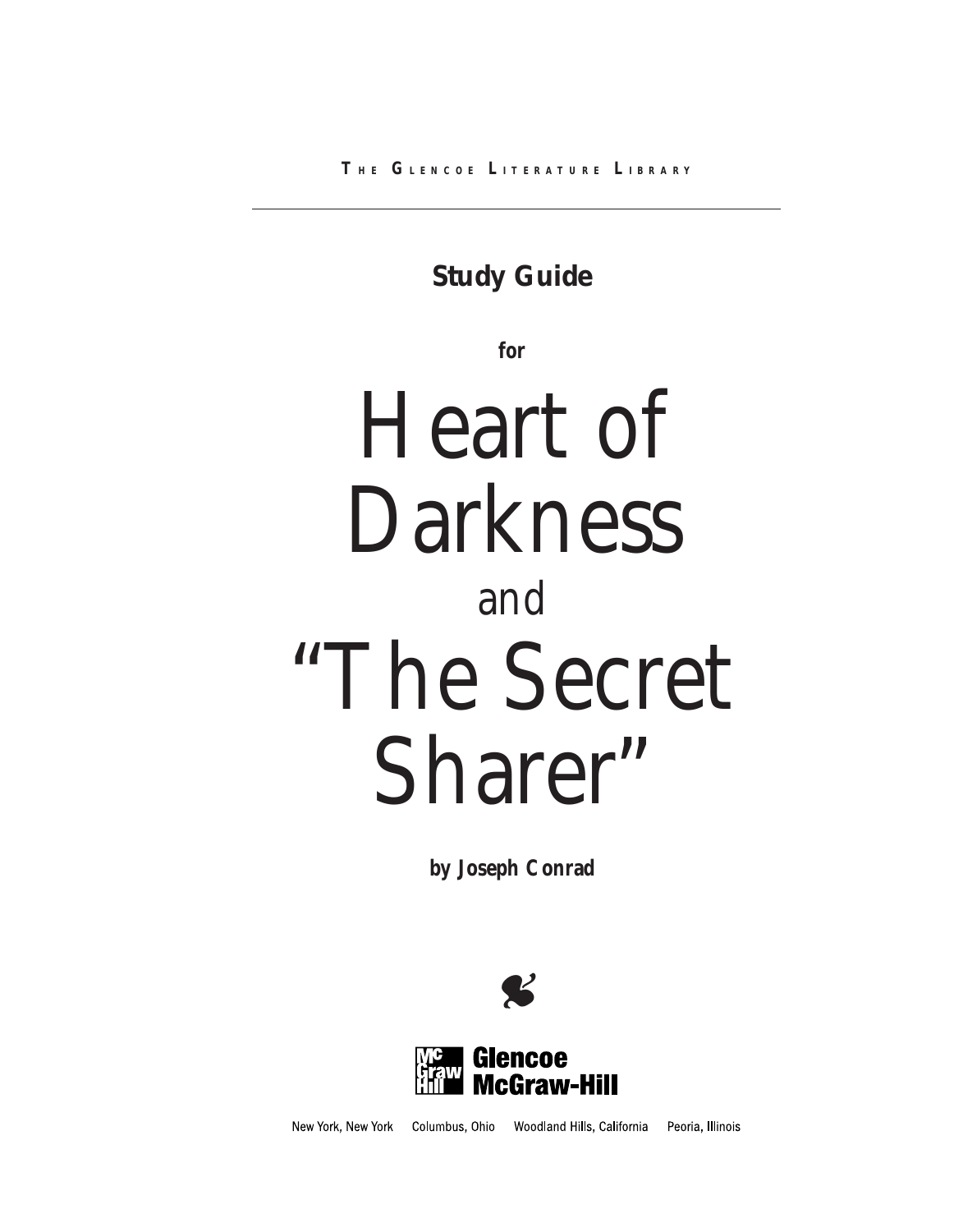THE GLENCOE LITERATURE LIBRARY

**Study Guide**

**for**

# Heart of Darkness

and

# "The Secret Sharer"

**by Joseph Conrad**

Glencoe McGraw-Hill

New York, New York Columbus, Ohio Woodland Hills, California Peoria, Illinois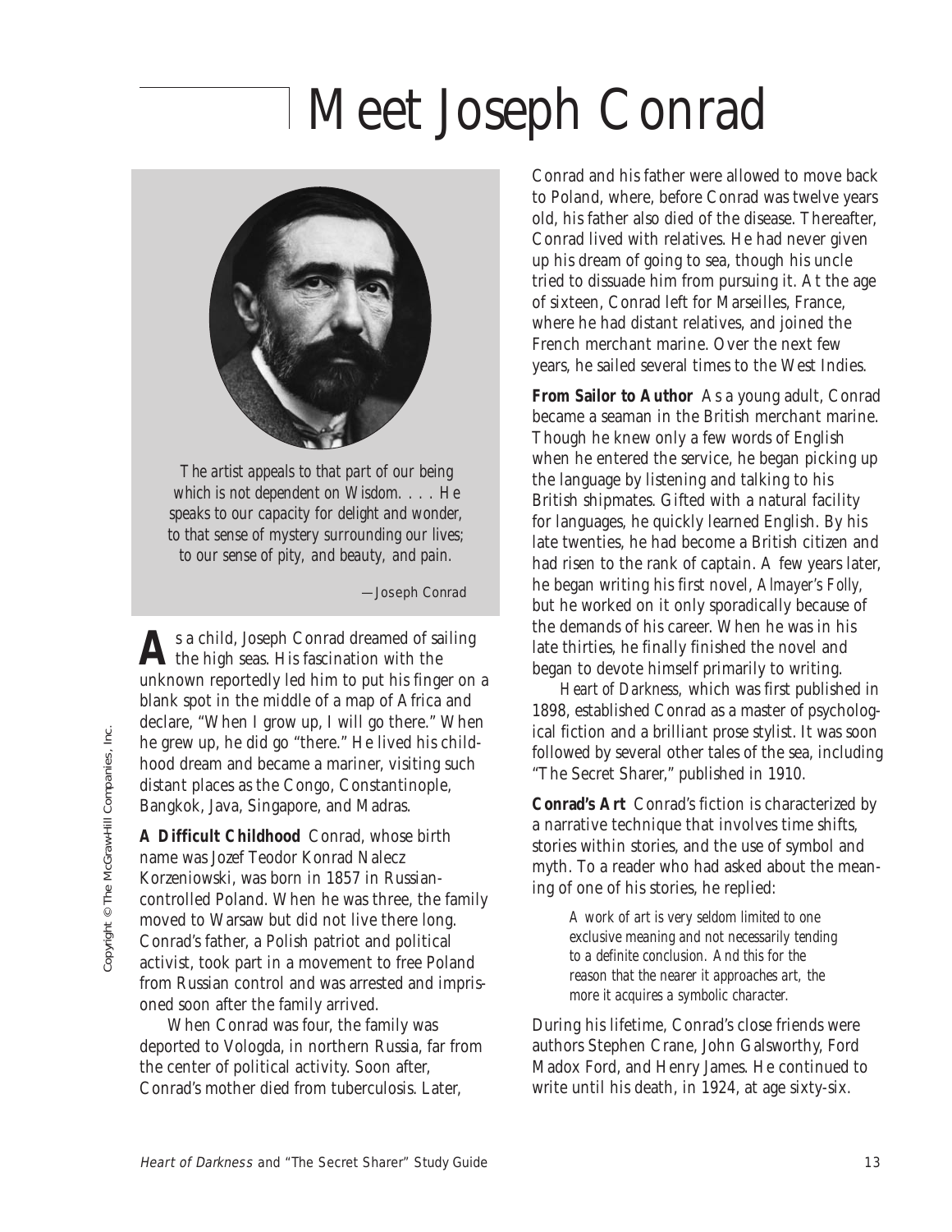# Meet Joseph Conrad

*The artist appeals to that part of our being which is not dependent on Wisdom. . . . He speaks to our capacity for delight and wonder, to that sense of mystery surrounding our lives; to our sense of pity, and beauty, and pain.*

—Joseph Conrad

As a child, Joseph Conrad dreamed of sailing the high seas. His fascination with the unknown reportedly led him to put his finger on a blank spot in the middle of a map of Africa and declare, "When I grow up, I will go there." When he grew up, he did go "there." He lived his childhood dream and became a mariner, visiting such distant places as the Congo, Constantinople, Bangkok, Java, Singapore, and Madras.

**A Difficult Childhood** Conrad, whose birth name was Jozef Teodor Konrad Nalecz Korzeniowski, was born in 1857 in Russian-controlled Poland. When he was three, the family moved to Warsaw but did not live there long. Conrad's father, a Polish patriot and political activist, took part in a movement to free Poland from Russian control and was arrested and imprisoned soon after the family arrived.

When Conrad was four, the family was deported to Vologda, in northern Russia, far from the center of political activity. Soon after, Conrad's mother died from tuberculosis. Later, Conrad and his father were allowed to move back to Poland, where, before Conrad was twelve years old, his father also died of the disease. Thereafter, Conrad lived with relatives. He had never given up his dream of going to sea, though his uncle tried to dissuade him from pursuing it. At the age of sixteen, Conrad left for Marseilles, France, where he had distant relatives, and joined the French merchant marine. Over the next few years, he sailed several times to the West Indies.

**From Sailor to Author** As a young adult, Conrad became a seaman in the British merchant marine. Though he knew only a few words of English when he entered the service, he began picking up the language by listening and talking to his British shipmates. Gifted with a natural facility for languages, he quickly learned English. By his late twenties, he had become a British citizen and had risen to the rank of captain. A few years later, he began writing his first novel, *Almayer's Folly,* but he worked on it only sporadically because of the demands of his career. When he was in his late thirties, he finally finished the novel and began to devote himself primarily to writing.

*Heart of Darkness,* which was first published in 1898, established Conrad as a master of psychological fiction and a brilliant prose stylist. It was soon followed by several other tales of the sea, including "The Secret Sharer," published in 1910.

**Conrad's Art** Conrad's fiction is characterized by a narrative technique that involves time shifts, stories within stories, and the use of symbol and myth. To a reader who had asked about the meaning of one of his stories, he replied:

> *A work of art is very seldom limited to one exclusive meaning and not necessarily tending to a definite conclusion. And this for the reason that the nearer it approaches art, the more it acquires a symbolic character.*

During his lifetime, Conrad's close friends were authors Stephen Crane, John Galsworthy, Ford Madox Ford, and Henry James. He continued to write until his death, in 1924, at age sixty-six.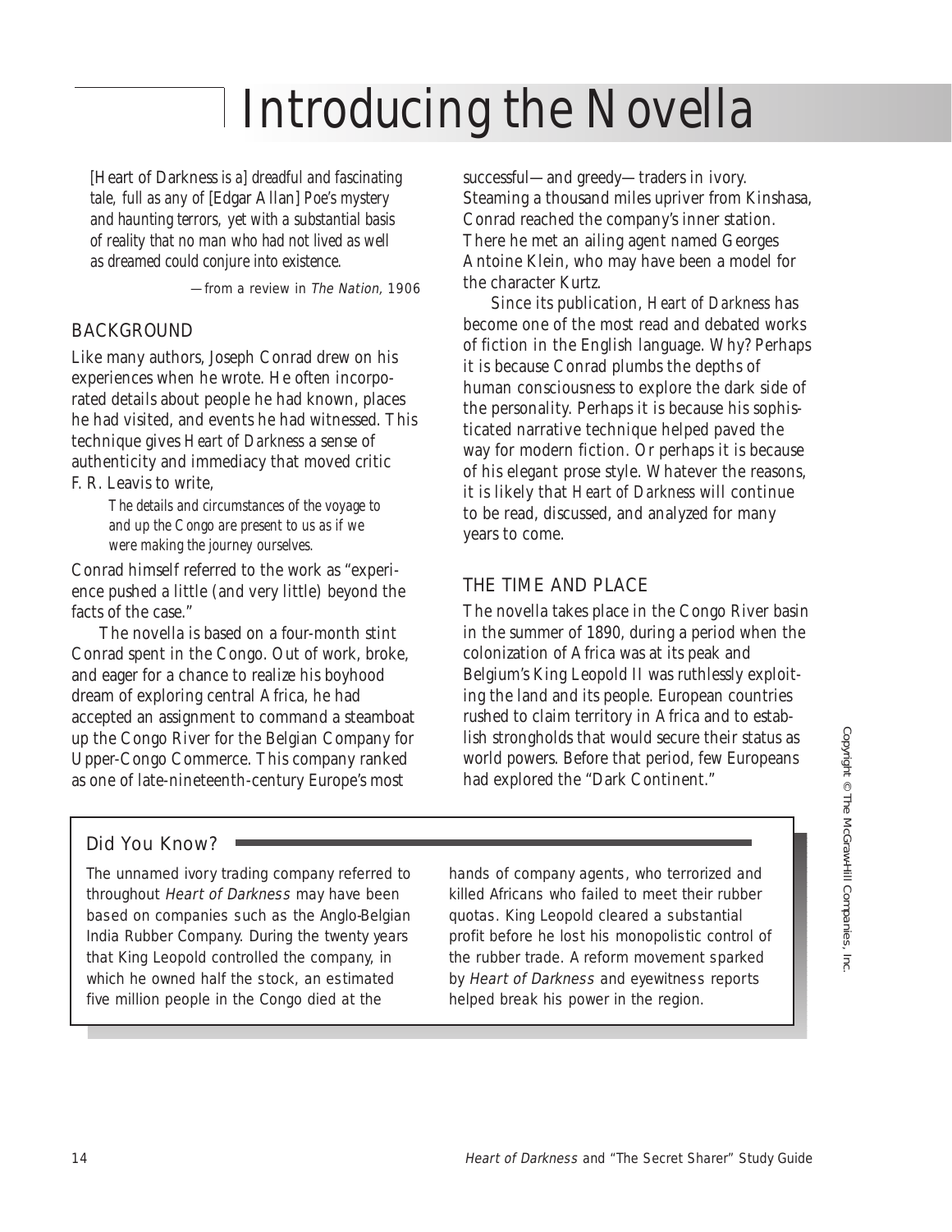# Introducing the Novella

*[Heart of Darkness is a] dreadful and fascinating tale, full as any of [Edgar Allan] Poe's mystery and haunting terrors, yet with a substantial basis of reality that no man who had not lived as well as dreamed could conjure into existence.*

—from a review in *The Nation,* 1906

## BACKGROUND

Like many authors, Joseph Conrad drew on his experiences when he wrote. He often incorporated details about people he had known, places he had visited, and events he had witnessed. This technique gives *Heart of Darkness* a sense of authenticity and immediacy that moved critic F. R. Leavis to write,

> *The details and circumstances of the voyage to and up the Congo are present to us as if we were making the journey ourselves.*

Conrad himself referred to the work as "experience pushed a little (and very little) beyond the facts of the case."

The novella is based on a four-month stint Conrad spent in the Congo. Out of work, broke, and eager for a chance to realize his boyhood dream of exploring central Africa, he had accepted an assignment to command a steamboat up the Congo River for the Belgian Company for Upper-Congo Commerce. This company ranked as one of late-nineteenth-century Europe's most successful—and greedy—traders in ivory. Steaming a thousand miles upriver from Kinshasa, Conrad reached the company's inner station. There he met an ailing agent named Georges Antoine Klein, who may have been a model for the character Kurtz.

Since its publication, *Heart of Darkness* has become one of the most read and debated works of fiction in the English language. Why? Perhaps it is because Conrad plumbs the depths of human consciousness to explore the dark side of the personality. Perhaps it is because his sophisticated narrative technique helped paved the way for modern fiction. Or perhaps it is because of his elegant prose style. Whatever the reasons, it is likely that *Heart of Darkness* will continue to be read, discussed, and analyzed for many years to come.

## THE TIME AND PLACE

The novella takes place in the Congo River basin in the summer of 1890, during a period when the colonization of Africa was at its peak and Belgium's King Leopold II was ruthlessly exploiting the land and its people. European countries rushed to claim territory in Africa and to establish strongholds that would secure their status as world powers. Before that period, few Europeans had explored the "Dark Continent."

### Did You Know?

The unnamed ivory trading company referred to throughout *Heart of Darkness* may have been based on companies such as the Anglo-Belgian India Rubber Company. During the twenty years that King Leopold controlled the company, in which he owned half the stock, an estimated five million people in the Congo died at the hands of company agents, who terrorized and killed Africans who failed to meet their rubber quotas. King Leopold cleared a substantial profit before he lost his monopolistic control of the rubber trade. A reform movement sparked by *Heart of Darkness* and eyewitness reports helped break his power in the region.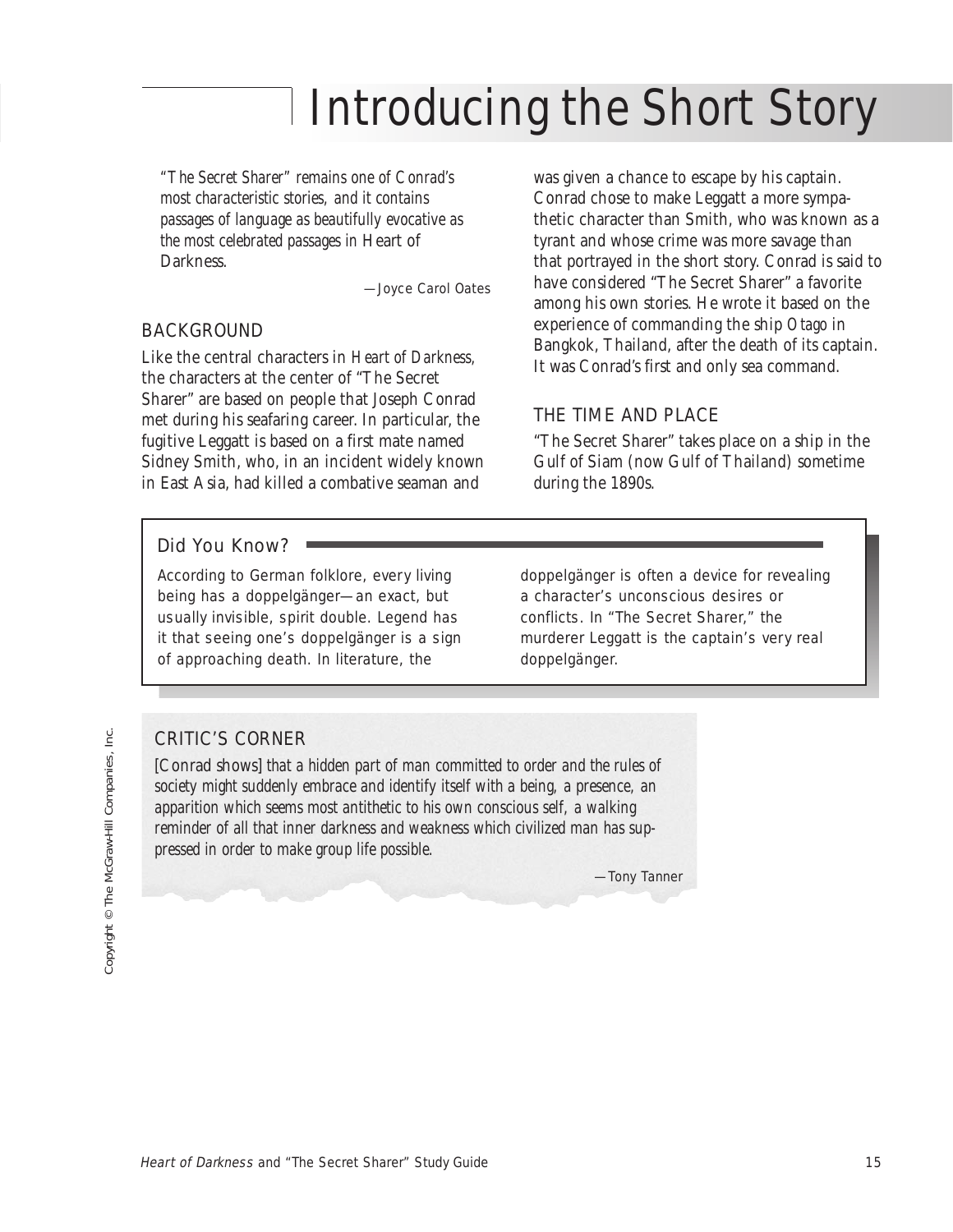# Introducing the Short Story

*"The Secret Sharer" remains one of Conrad's most characteristic stories, and it contains passages of language as beautifully evocative as the most celebrated passages in Heart of Darkness.*

—Joyce Carol Oates

## BACKGROUND

Like the central characters in *Heart of Darkness*, the characters at the center of "The Secret Sharer" are based on people that Joseph Conrad met during his seafaring career. In particular, the fugitive Leggatt is based on a first mate named Sidney Smith, who, in an incident widely known in East Asia, had killed a combative seaman and was given a chance to escape by his captain. Conrad chose to make Leggatt a more sympathetic character than Smith, who was known as a tyrant and whose crime was more savage than that portrayed in the short story. Conrad is said to have considered "The Secret Sharer" a favorite among his own stories. He wrote it based on the experience of commanding the ship *Otago* in Bangkok, Thailand, after the death of its captain. It was Conrad's first and only sea command.

## THE TIME AND PLACE

"The Secret Sharer" takes place on a ship in the Gulf of Siam (now Gulf of Thailand) sometime during the 1890s.

### Did You Know?

According to German folklore, every living being has a doppelgänger—an exact, but usually invisible, spirit double. Legend has it that seeing one's doppelgänger is a sign of approaching death. In literature, the doppelgänger is often a device for revealing a character's unconscious desires or conflicts. In "The Secret Sharer," the murderer Leggatt is the captain's very real doppelgänger.

## CRITIC'S CORNER

*[Conrad shows] that a hidden part of man committed to order and the rules of society might suddenly embrace and identify itself with a being, a presence, an apparition which seems most antithetic to his own conscious self, a walking reminder of all that inner darkness and weakness which civilized man has suppressed in order to make group life possible.*

—Tony Tanner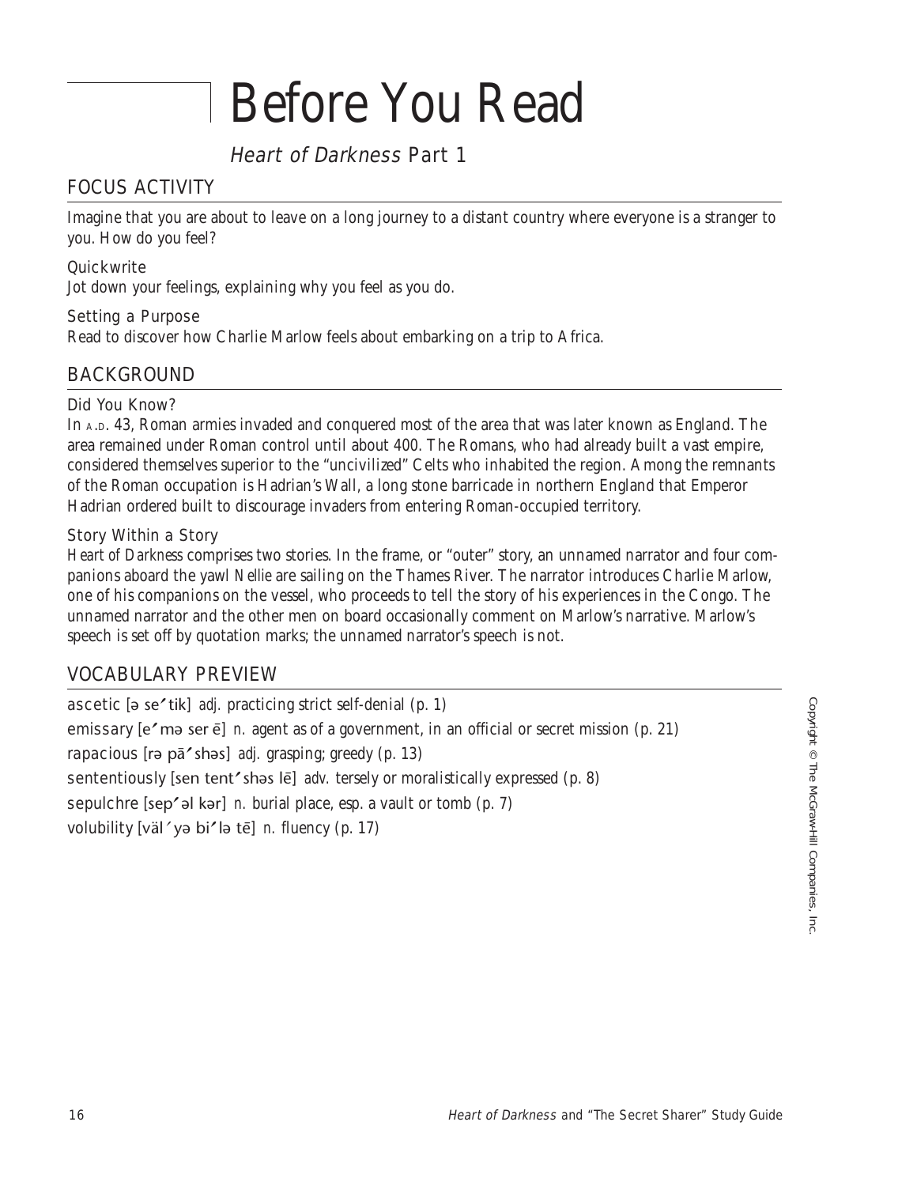# Before You Read

## *Heart of Darkness* Part 1

### FOCUS ACTIVITY

Imagine that you are about to leave on a long journey to a distant country where everyone is a stranger to you. How do you feel?

**Quickwrite**

Jot down your feelings, explaining why you feel as you do.

**Setting a Purpose**

Read to discover how Charlie Marlow feels about embarking on a trip to Africa.

### BACKGROUND

**Did You Know?**

In A.D. 43, Roman armies invaded and conquered most of the area that was later known as England. The area remained under Roman control until about 400. The Romans, who had already built a vast empire, considered themselves superior to the "uncivilized" Celts who inhabited the region. Among the remnants of the Roman occupation is Hadrian's Wall, a long stone barricade in northern England that Emperor Hadrian ordered built to discourage invaders from entering Roman-occupied territory.

**Story Within a Story**

*Heart of Darkness* comprises two stories. In the frame, or "outer" story, an unnamed narrator and four companions aboard the yawl *Nellie* are sailing on the Thames River. The narrator introduces Charlie Marlow, one of his companions on the vessel, who proceeds to tell the story of his experiences in the Congo. The unnamed narrator and the other men on board occasionally comment on Marlow's narrative. Marlow's speech is set off by quotation marks; the unnamed narrator's speech is not.

### VOCABULARY PREVIEW

ascetic [ə seʹ tik] *adj.* practicing strict self-denial (p. 1)

emissary [eʹ mə ser ē] *n.* agent as of a government, in an official or secret mission (p. 21)

rapacious [rə pāʹ shəs] *adj.* grasping; greedy (p. 13)

sententiously [sen tentʹ shəs lē] *adv.* tersely or moralistically expressed (p. 8)

sepulchre [sepʹ əl kər] *n.* burial place, esp. a vault or tomb (p. 7)

volubility [väl´ yə biʹ lə tē] *n.* fluency (p. 17)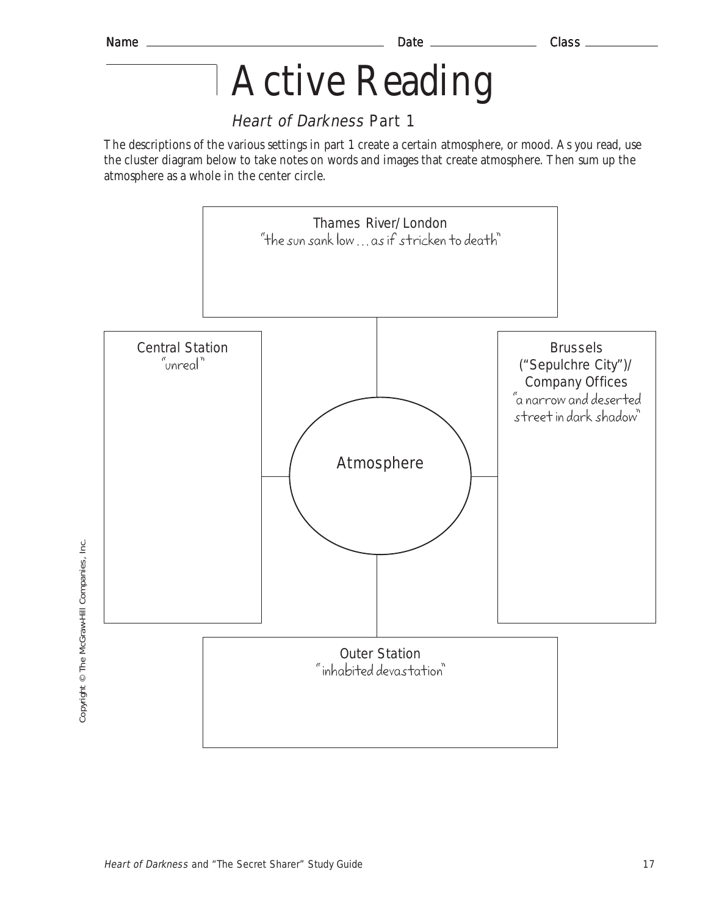Name ______________________ Date ____________ Class __________

# Active Reading

## *Heart of Darkness* Part 1

The descriptions of the various settings in part 1 create a certain atmosphere, or mood. As you read, use the cluster diagram below to take notes on words and images that create atmosphere. Then sum up the atmosphere as a whole in the center circle.

**Thames River/London**
"the sun sank low . . . as if stricken to death"

**Central Station**
"unreal"

**Atmosphere**

**Brussels ("Sepulchre City")/ Company Offices**
"a narrow and deserted street in dark shadow"

**Outer Station**
"inhabited devastation"

Copyright © The McGraw-Hill Companies, Inc.

*Heart of Darkness* and "The Secret Sharer" Study Guide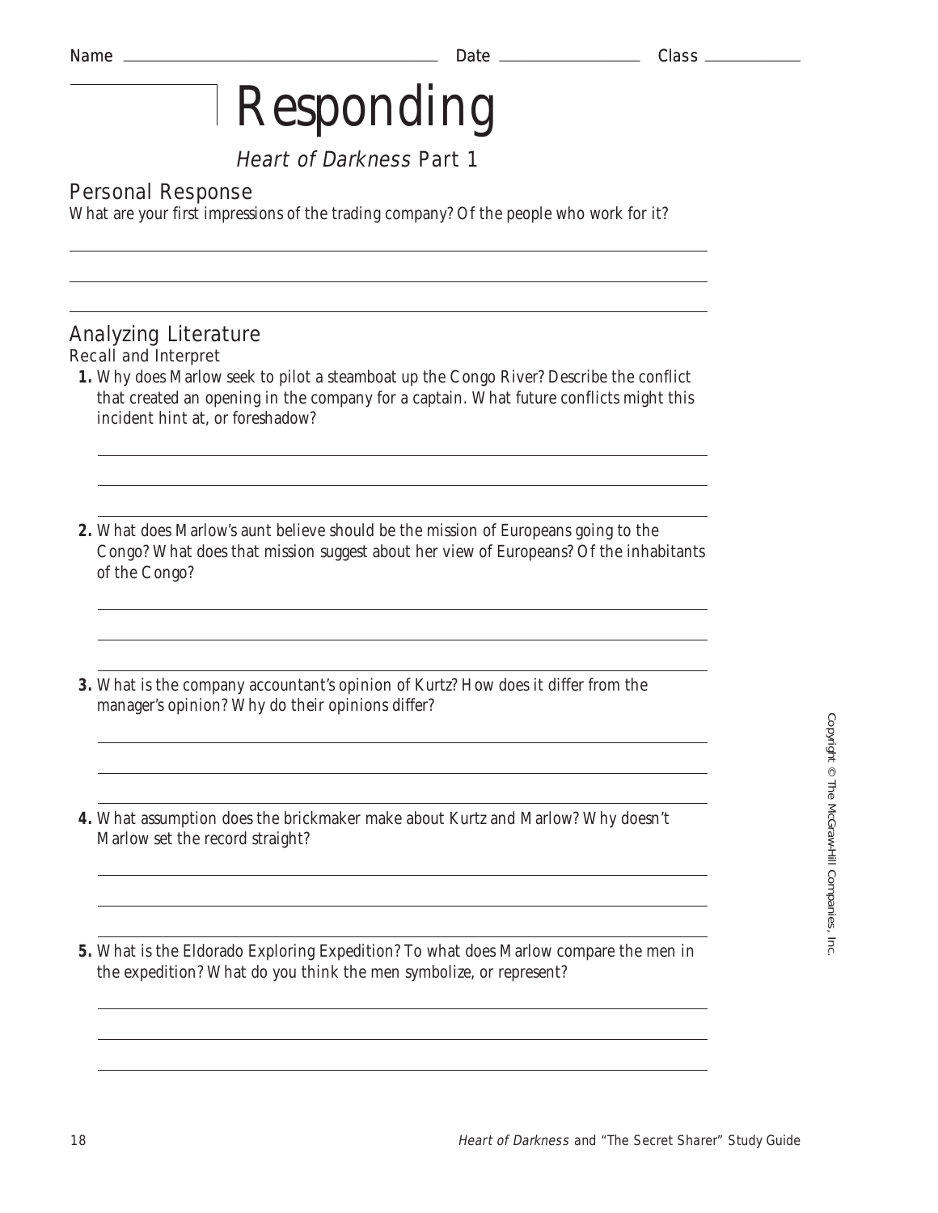Name ______________________ Date ______________ Class __________

# Responding

*Heart of Darkness* Part 1

## Personal Response

What are your first impressions of the trading company? Of the people who work for it?

## Analyzing Literature

### Recall and Interpret

**1.** Why does Marlow seek to pilot a steamboat up the Congo River? Describe the conflict that created an opening in the company for a captain. What future conflicts might this incident hint at, or foreshadow?

**2.** What does Marlow's aunt believe should be the mission of Europeans going to the Congo? What does that mission suggest about her view of Europeans? Of the inhabitants of the Congo?

**3.** What is the company accountant's opinion of Kurtz? How does it differ from the manager's opinion? Why do their opinions differ?

**4.** What assumption does the brickmaker make about Kurtz and Marlow? Why doesn't Marlow set the record straight?

**5.** What is the Eldorado Exploring Expedition? To what does Marlow compare the men in the expedition? What do you think the men symbolize, or represent?

Copyright © The McGraw-Hill Companies, Inc.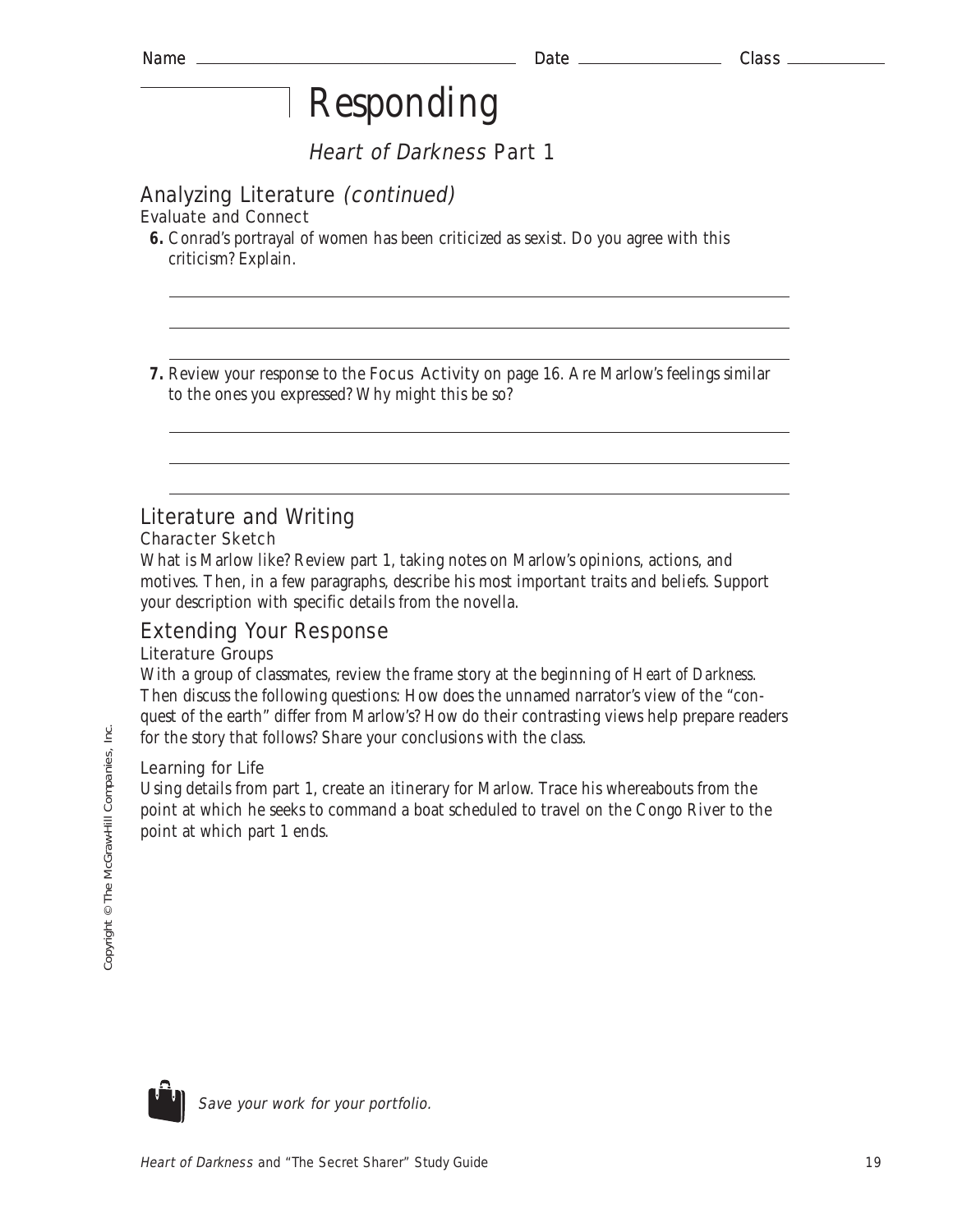Name _______________ Date _______________ Class _______________

# Responding

## *Heart of Darkness* Part 1

### Analyzing Literature *(continued)*

Evaluate and Connect

**6.** Conrad's portrayal of women has been criticized as sexist. Do you agree with this criticism? Explain.

_______________________________________________

_______________________________________________

_______________________________________________

**7.** Review your response to the Focus Activity on page 16. Are Marlow's feelings similar to the ones you expressed? Why might this be so?

_______________________________________________

_______________________________________________

_______________________________________________

### Literature and Writing

Character Sketch

What is Marlow like? Review part 1, taking notes on Marlow's opinions, actions, and motives. Then, in a few paragraphs, describe his most important traits and beliefs. Support your description with specific details from the novella.

### Extending Your Response

Literature Groups

With a group of classmates, review the frame story at the beginning of *Heart of Darkness.* Then discuss the following questions: How does the unnamed narrator's view of the "conquest of the earth" differ from Marlow's? How do their contrasting views help prepare readers for the story that follows? Share your conclusions with the class.

Learning for Life

Using details from part 1, create an itinerary for Marlow. Trace his whereabouts from the point at which he seeks to command a boat scheduled to travel on the Congo River to the point at which part 1 ends.

*Save your work for your portfolio.*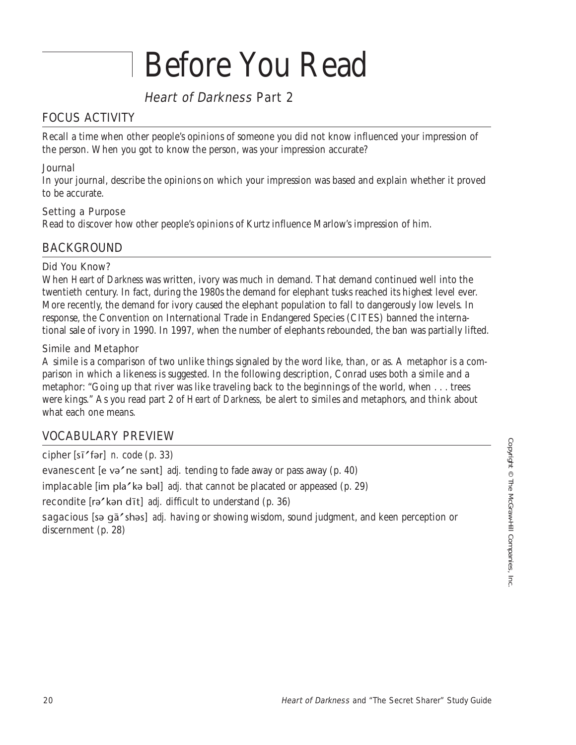# Before You Read

## *Heart of Darkness* Part 2

## FOCUS ACTIVITY

Recall a time when other people's opinions of someone you did not know influenced your impression of the person. When you got to know the person, was your impression accurate?

### Journal

In your journal, describe the opinions on which your impression was based and explain whether it proved to be accurate.

### Setting a Purpose

Read to discover how other people's opinions of Kurtz influence Marlow's impression of him.

## BACKGROUND

### Did You Know?

When *Heart of Darkness* was written, ivory was much in demand. That demand continued well into the twentieth century. In fact, during the 1980s the demand for elephant tusks reached its highest level ever. More recently, the demand for ivory caused the elephant population to fall to dangerously low levels. In response, the Convention on International Trade in Endangered Species (CITES) banned the international sale of ivory in 1990. In 1997, when the number of elephants rebounded, the ban was partially lifted.

### Simile and Metaphor

A simile is a comparison of two unlike things signaled by the word like, than, or as. A metaphor is a comparison in which a likeness is suggested. In the following description, Conrad uses both a simile and a metaphor: "Going up that river was like traveling back to the beginnings of the world, when . . . trees were kings." As you read part 2 of *Heart of Darkness,* be alert to similes and metaphors, and think about what each one means.

## VOCABULARY PREVIEW

cipher [sī′ fər] *n.* code (p. 33)

evanescent [e və′ ne sənt] *adj.* tending to fade away or pass away (p. 40)

implacable [im pla′ kə bəl] *adj.* that cannot be placated or appeased (p. 29)

recondite [rə′ kən dīt] *adj.* difficult to understand (p. 36)

sagacious [sə gā′ shəs] *adj.* having or showing wisdom, sound judgment, and keen perception or discernment (p. 28)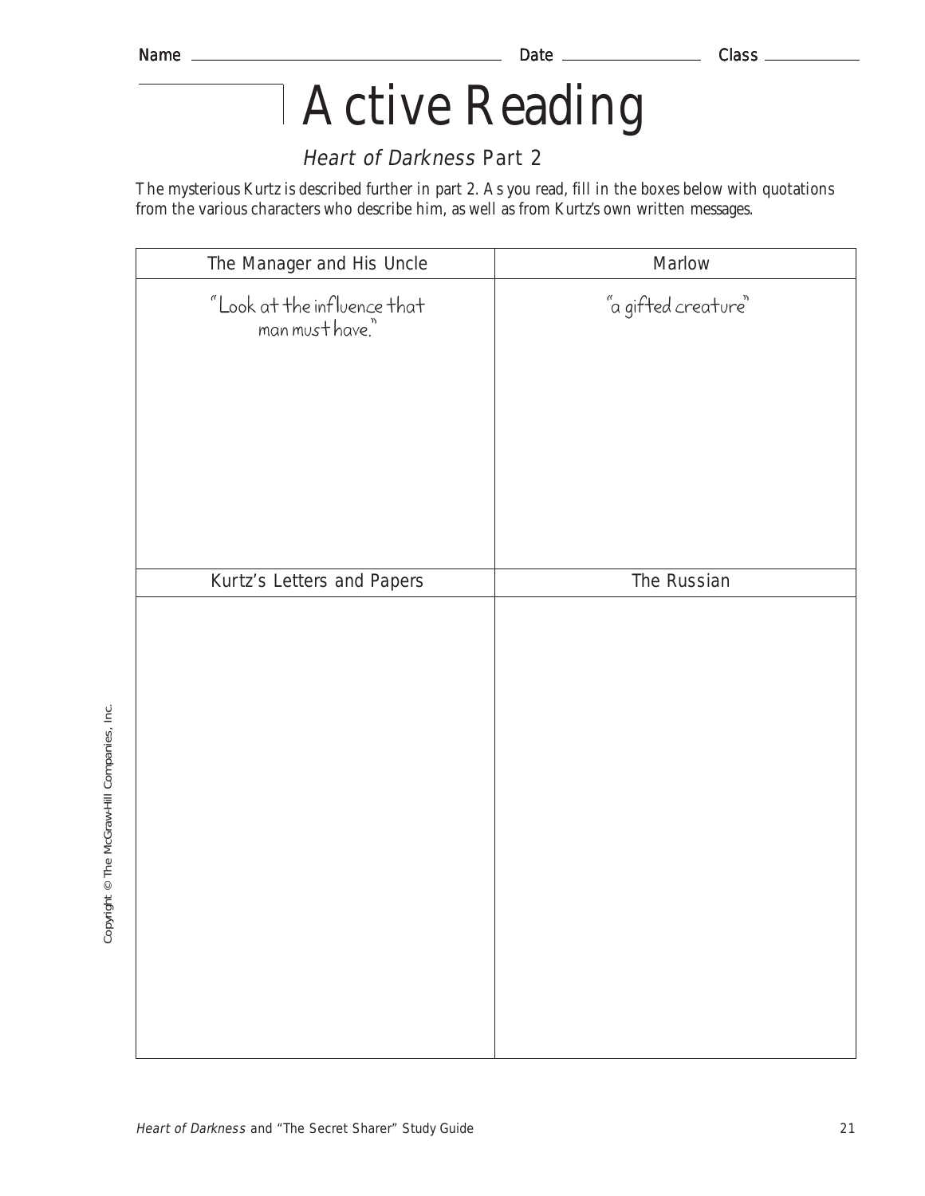Name ______________________ Date ____________ Class __________

# Active Reading

*Heart of Darkness* Part 2

The mysterious Kurtz is described further in part 2. As you read, fill in the boxes below with quotations from the various characters who describe him, as well as from Kurtz's own written messages.

| The Manager and His Uncle | Marlow |
|---|---|
| "Look at the influence that man must have." | "a gifted creature" |
| **Kurtz's Letters and Papers** | **The Russian** |
| | |

*Heart of Darkness* and "The Secret Sharer" Study Guide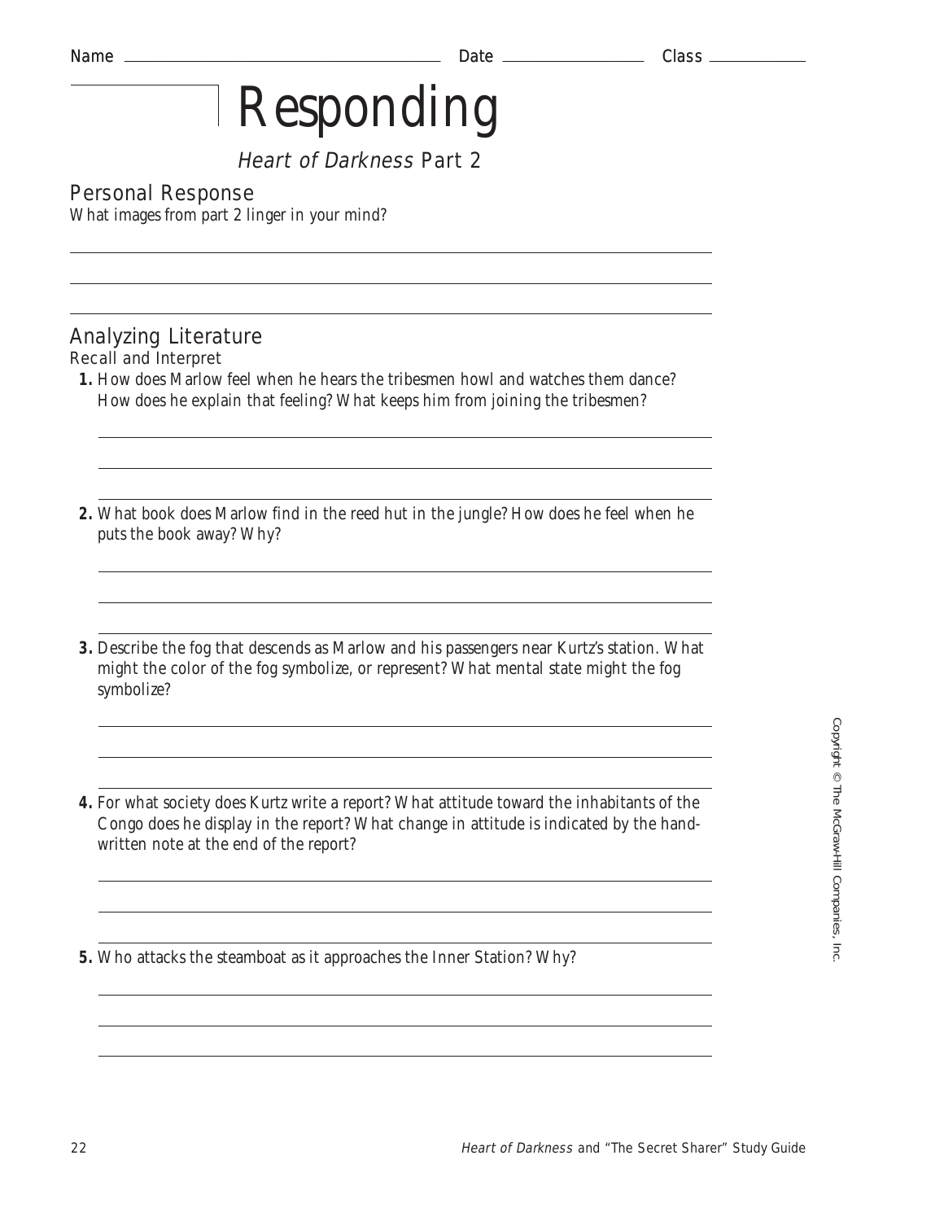Name ______________________ Date ____________ Class ________

# Responding

*Heart of Darkness* Part 2

## Personal Response

What images from part 2 linger in your mind?

## Analyzing Literature

### Recall and Interpret

**1.** How does Marlow feel when he hears the tribesmen howl and watches them dance? How does he explain that feeling? What keeps him from joining the tribesmen?

**2.** What book does Marlow find in the reed hut in the jungle? How does he feel when he puts the book away? Why?

**3.** Describe the fog that descends as Marlow and his passengers near Kurtz's station. What might the color of the fog symbolize, or represent? What mental state might the fog symbolize?

**4.** For what society does Kurtz write a report? What attitude toward the inhabitants of the Congo does he display in the report? What change in attitude is indicated by the handwritten note at the end of the report?

**5.** Who attacks the steamboat as it approaches the Inner Station? Why?

Copyright © The McGraw-Hill Companies, Inc.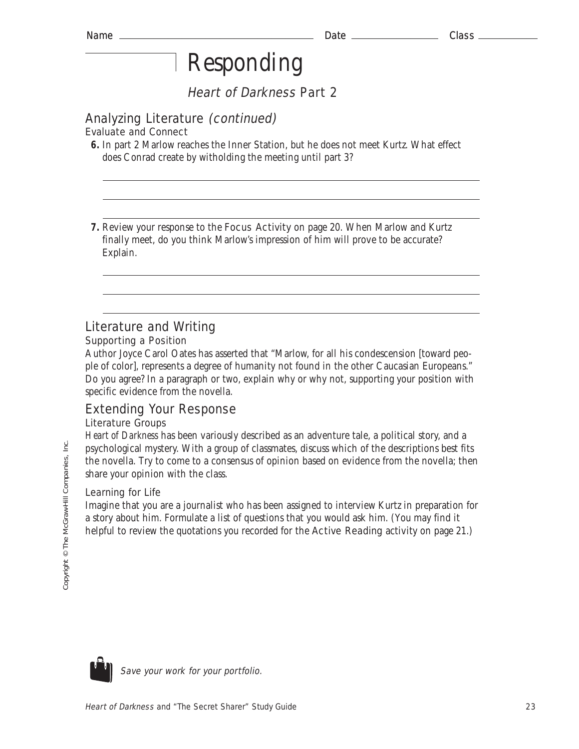Name Date Class

# Responding

## *Heart of Darkness* Part 2

## Analyzing Literature *(continued)*

### Evaluate and Connect

**6.** In part 2 Marlow reaches the Inner Station, but he does not meet Kurtz. What effect does Conrad create by witholding the meeting until part 3?

**7.** Review your response to the Focus Activity on page 20. When Marlow and Kurtz finally meet, do you think Marlow's impression of him will prove to be accurate? Explain.

## Literature and Writing

### Supporting a Position

Author Joyce Carol Oates has asserted that "Marlow, for all his condescension [toward people of color], represents a degree of humanity not found in the other Caucasian Europeans." Do you agree? In a paragraph or two, explain why or why not, supporting your position with specific evidence from the novella.

## Extending Your Response

### Literature Groups

*Heart of Darkness* has been variously described as an adventure tale, a political story, and a psychological mystery. With a group of classmates, discuss which of the descriptions best fits the novella. Try to come to a consensus of opinion based on evidence from the novella; then share your opinion with the class.

### Learning for Life

Imagine that you are a journalist who has been assigned to interview Kurtz in preparation for a story about him. Formulate a list of questions that you would ask him. (You may find it helpful to review the quotations you recorded for the Active Reading activity on page 21.)

*Save your work for your portfolio.*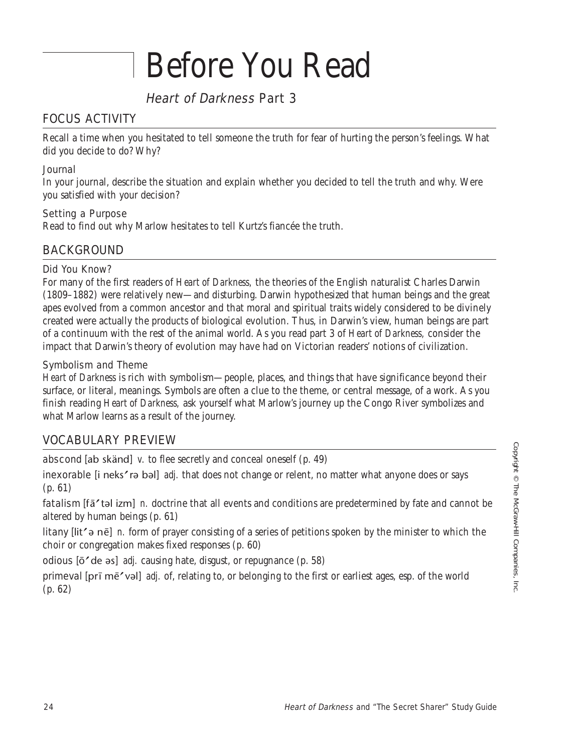# Before You Read

## *Heart of Darkness* Part 3

## FOCUS ACTIVITY

Recall a time when you hesitated to tell someone the truth for fear of hurting the person's feelings. What did you decide to do? Why?

### Journal

In your journal, describe the situation and explain whether you decided to tell the truth and why. Were you satisfied with your decision?

### Setting a Purpose

Read to find out why Marlow hesitates to tell Kurtz's fiancée the truth.

## BACKGROUND

### Did You Know?

For many of the first readers of *Heart of Darkness,* the theories of the English naturalist Charles Darwin (1809–1882) were relatively new—and disturbing. Darwin hypothesized that human beings and the great apes evolved from a common ancestor and that moral and spiritual traits widely considered to be divinely created were actually the products of biological evolution. Thus, in Darwin's view, human beings are part of a continuum with the rest of the animal world. As you read part 3 of *Heart of Darkness,* consider the impact that Darwin's theory of evolution may have had on Victorian readers' notions of civilization.

### Symbolism and Theme

*Heart of Darkness* is rich with symbolism—people, places, and things that have significance beyond their surface, or literal, meanings. Symbols are often a clue to the theme, or central message, of a work. As you finish reading *Heart of Darkness,* ask yourself what Marlow's journey up the Congo River symbolizes and what Marlow learns as a result of the journey.

## VOCABULARY PREVIEW

abscond [ab skänd] *v.* to flee secretly and conceal oneself (p. 49)

inexorable [i neks′ rə bəl] *adj.* that does not change or relent, no matter what anyone does or says (p. 61)

fatalism [fā′ təl izm] *n.* doctrine that all events and conditions are predetermined by fate and cannot be altered by human beings (p. 61)

litany [lit′ ə nē] *n.* form of prayer consisting of a series of petitions spoken by the minister to which the choir or congregation makes fixed responses (p. 60)

odious [ō′ de əs] *adj.* causing hate, disgust, or repugnance (p. 58)

primeval [prī mē′ vəl] *adj.* of, relating to, or belonging to the first or earliest ages, esp. of the world (p. 62)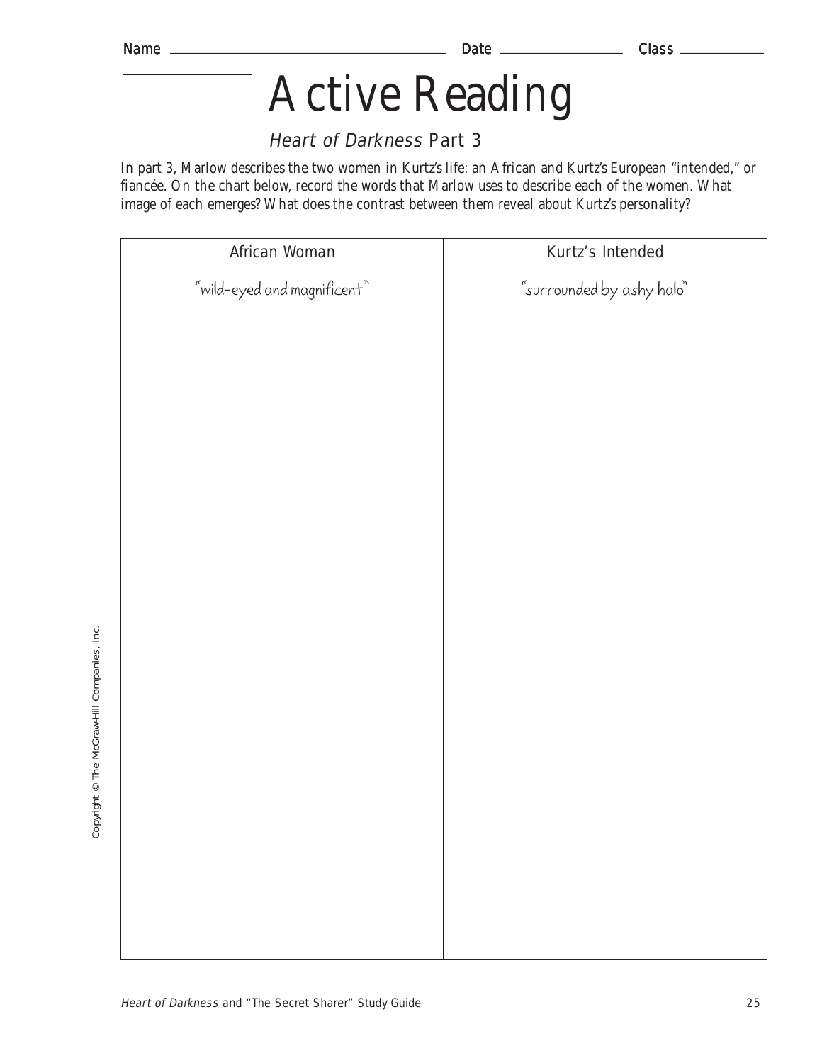Name ______________________ Date ____________ Class __________

# Active Reading

## *Heart of Darkness* Part 3

In part 3, Marlow describes the two women in Kurtz's life: an African and Kurtz's European "intended," or fiancée. On the chart below, record the words that Marlow uses to describe each of the women. What image of each emerges? What does the contrast between them reveal about Kurtz's personality?

| African Woman | Kurtz's Intended |
| --- | --- |
| "wild-eyed and magnificent" | "surrounded by ashy halo" |

Copyright © The McGraw-Hill Companies, Inc.

*Heart of Darkness* and "The Secret Sharer" Study Guide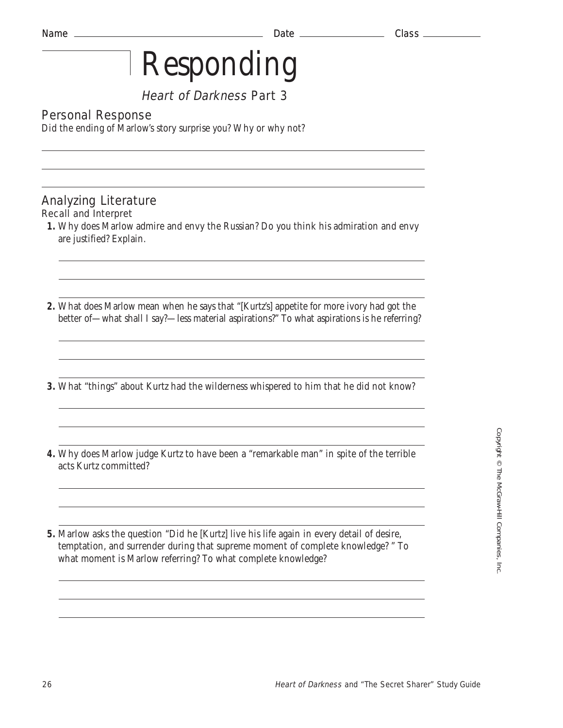Name ______________________ Date ____________ Class ________

# Responding

## *Heart of Darkness* Part 3

### Personal Response

Did the ending of Marlow's story surprise you? Why or why not?

### Analyzing Literature

Recall and Interpret

1. Why does Marlow admire and envy the Russian? Do you think his admiration and envy are justified? Explain.

2. What does Marlow mean when he says that "[Kurtz's] appetite for more ivory had got the better of—what shall I say?—less material aspirations?" To what aspirations is he referring?

3. What "things" about Kurtz had the wilderness whispered to him that he did not know?

4. Why does Marlow judge Kurtz to have been a "remarkable man" in spite of the terrible acts Kurtz committed?

5. Marlow asks the question "Did he [Kurtz] live his life again in every detail of desire, temptation, and surrender during that supreme moment of complete knowledge? " To what moment is Marlow referring? To what complete knowledge?

Copyright © The McGraw-Hill Companies, Inc.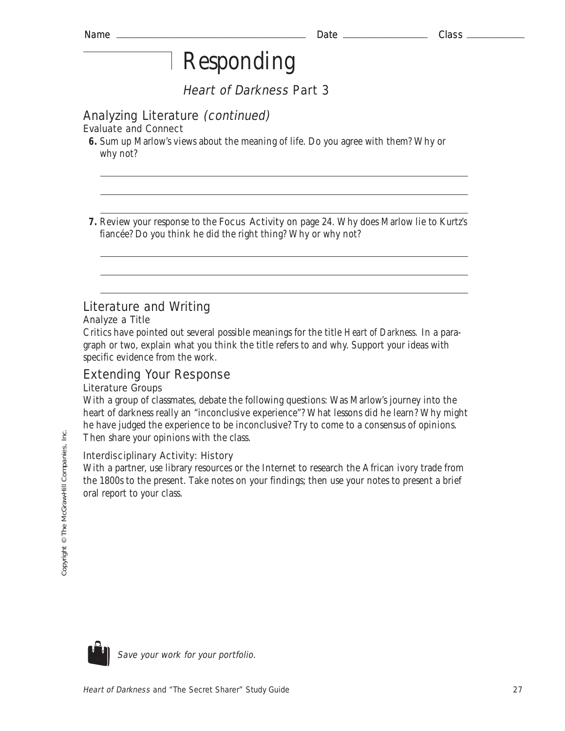Name Date Class

# Responding

## *Heart of Darkness* Part 3

### Analyzing Literature *(continued)*

Evaluate and Connect

**6.** Sum up Marlow's views about the meaning of life. Do you agree with them? Why or why not?

**7.** Review your response to the Focus Activity on page 24. Why does Marlow lie to Kurtz's fiancée? Do you think he did the right thing? Why or why not?

### Literature and Writing

Analyze a Title

Critics have pointed out several possible meanings for the title *Heart of Darkness.* In a paragraph or two, explain what you think the title refers to and why. Support your ideas with specific evidence from the work.

### Extending Your Response

Literature Groups

With a group of classmates, debate the following questions: Was Marlow's journey into the heart of darkness really an "inconclusive experience"? What lessons did he learn? Why might he have judged the experience to be inconclusive? Try to come to a consensus of opinions. Then share your opinions with the class.

Interdisciplinary Activity: History

With a partner, use library resources or the Internet to research the African ivory trade from the 1800s to the present. Take notes on your findings; then use your notes to present a brief oral report to your class.

*Save your work for your portfolio.*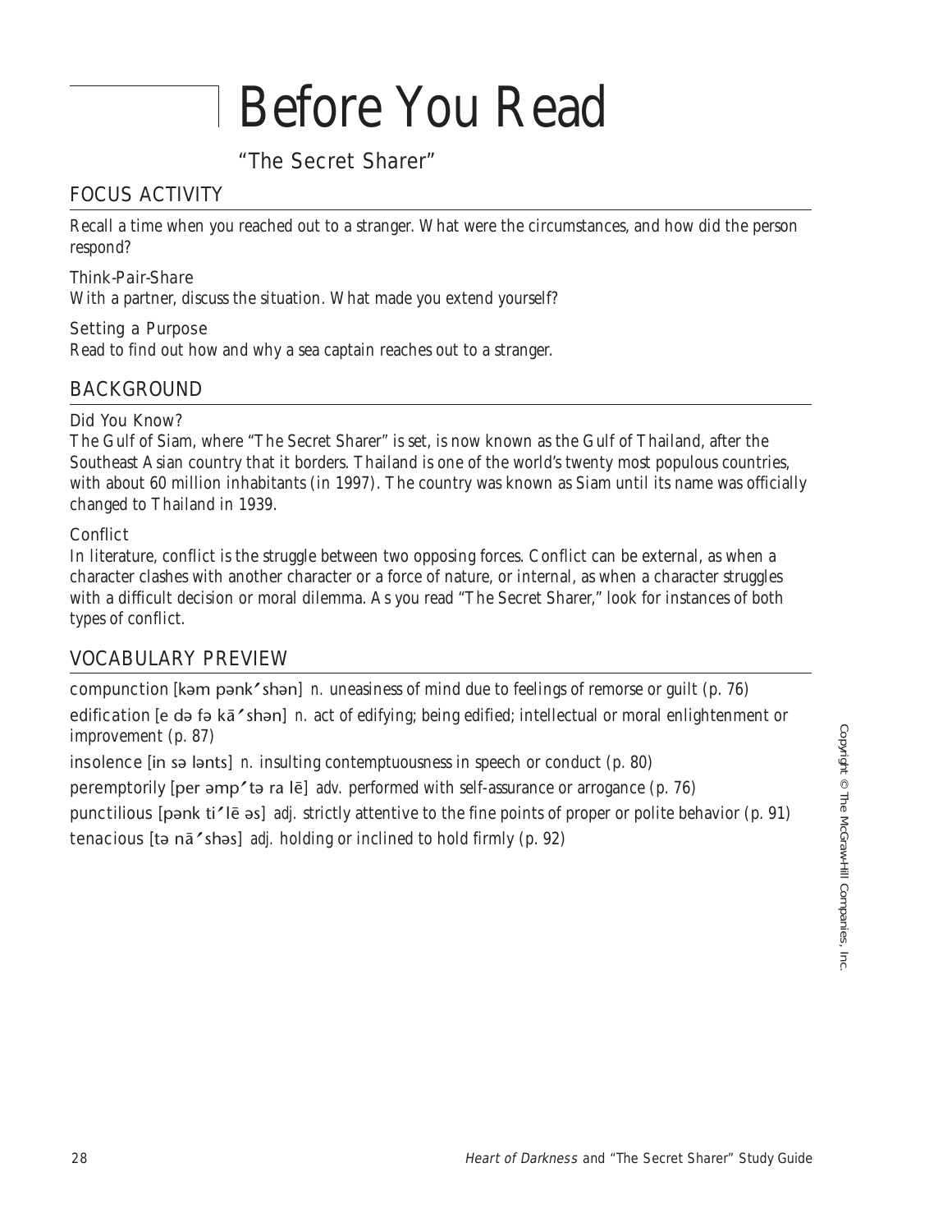# Before You Read

## "The Secret Sharer"

## FOCUS ACTIVITY

Recall a time when you reached out to a stranger. What were the circumstances, and how did the person respond?

### Think-Pair-Share

With a partner, discuss the situation. What made you extend yourself?

### Setting a Purpose

Read to find out how and why a sea captain reaches out to a stranger.

## BACKGROUND

### Did You Know?

The Gulf of Siam, where "The Secret Sharer" is set, is now known as the Gulf of Thailand, after the Southeast Asian country that it borders. Thailand is one of the world's twenty most populous countries, with about 60 million inhabitants (in 1997). The country was known as Siam until its name was officially changed to Thailand in 1939.

### Conflict

In literature, conflict is the struggle between two opposing forces. Conflict can be external, as when a character clashes with another character or a force of nature, or internal, as when a character struggles with a difficult decision or moral dilemma. As you read "The Secret Sharer," look for instances of both types of conflict.

## VOCABULARY PREVIEW

compunction [kəm pənk′ shən] *n.* uneasiness of mind due to feelings of remorse or guilt (p. 76)

edification [e də fə kā′ shən] *n.* act of edifying; being edified; intellectual or moral enlightenment or improvement (p. 87)

insolence [in sə lənts] *n.* insulting contemptuousness in speech or conduct (p. 80)

peremptorily [per əmp′ tə ra lē] *adv.* performed with self-assurance or arrogance (p. 76)

punctilious [pənk ti′ lē əs] *adj.* strictly attentive to the fine points of proper or polite behavior (p. 91)

tenacious [tə nā′ shəs] *adj.* holding or inclined to hold firmly (p. 92)

Copyright © The McGraw-Hill Companies, Inc.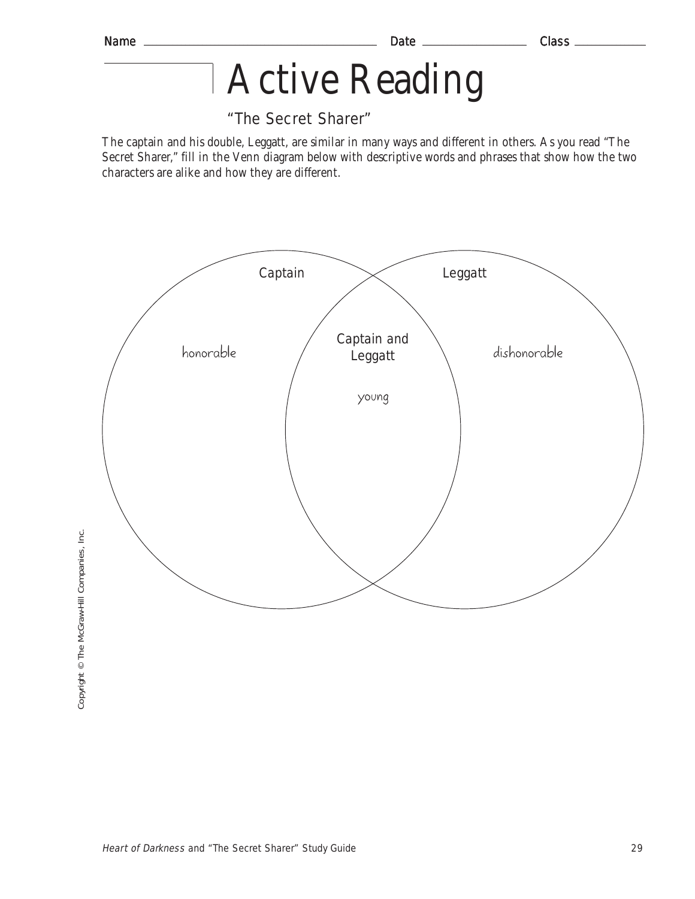Name ______________________ Date ____________ Class ________

# Active Reading

## "The Secret Sharer"

The captain and his double, Leggatt, are similar in many ways and different in others. As you read "The Secret Sharer," fill in the Venn diagram below with descriptive words and phrases that show how the two characters are alike and how they are different.

| Captain | Captain and Leggatt | Leggatt |
|---|---|---|
| honorable | young | dishonorable |

Copyright © The McGraw-Hill Companies, Inc.

*Heart of Darkness* and "The Secret Sharer" Study Guide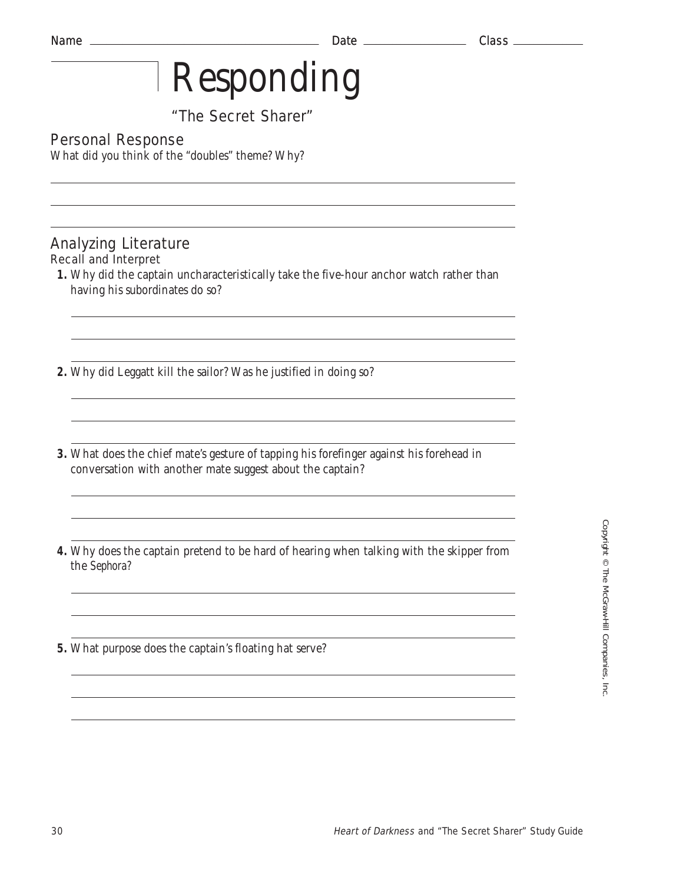Name ____________________ Date ____________ Class ________

# Responding

## "The Secret Sharer"

### Personal Response

*What did you think of the "doubles" theme? Why?*

### Analyzing Literature

#### Recall and Interpret

1. Why did the captain uncharacteristically take the five-hour anchor watch rather than having his subordinates do so?

2. Why did Leggatt kill the sailor? Was he justified in doing so?

3. What does the chief mate's gesture of tapping his forefinger against his forehead in conversation with another mate suggest about the captain?

4. Why does the captain pretend to be hard of hearing when talking with the skipper from the *Sephora*?

5. What purpose does the captain's floating hat serve?

Copyright © The McGraw-Hill Companies, Inc.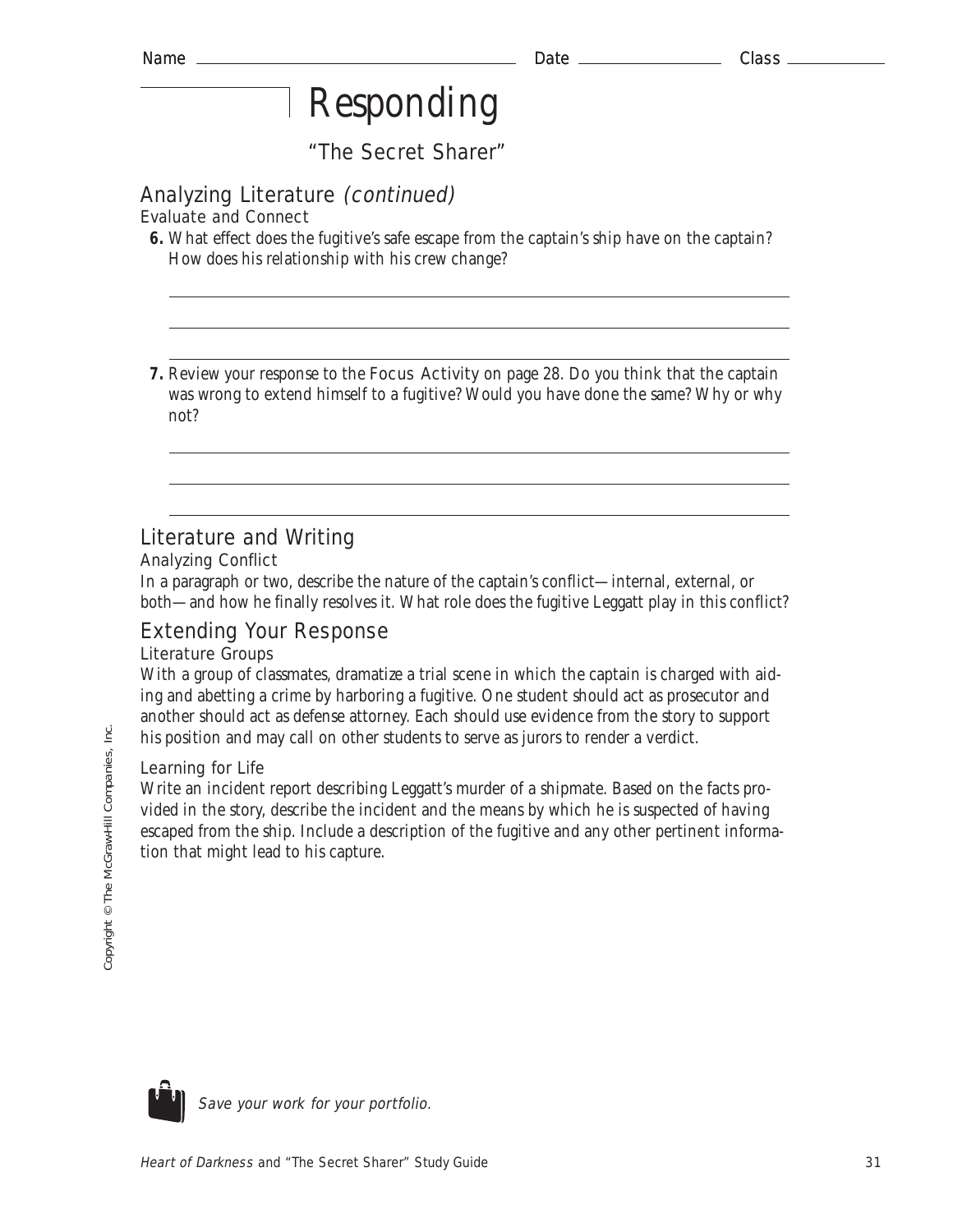Name \_\_\_\_\_\_\_\_\_\_\_\_\_\_\_\_\_\_\_\_\_\_\_\_\_\_\_\_\_\_ Date \_\_\_\_\_\_\_\_\_\_\_\_\_\_ Class \_\_\_\_\_\_\_\_\_\_

# Responding

## "The Secret Sharer"

## Analyzing Literature *(continued)*

### Evaluate and Connect

**6.** What effect does the fugitive's safe escape from the captain's ship have on the captain? How does his relationship with his crew change?

**7.** Review your response to the Focus Activity on page 28. Do you think that the captain was wrong to extend himself to a fugitive? Would you have done the same? Why or why not?

## Literature and Writing

### Analyzing Conflict

In a paragraph or two, describe the nature of the captain's conflict—internal, external, or both—and how he finally resolves it. What role does the fugitive Leggatt play in this conflict?

## Extending Your Response

### Literature Groups

With a group of classmates, dramatize a trial scene in which the captain is charged with aiding and abetting a crime by harboring a fugitive. One student should act as prosecutor and another should act as defense attorney. Each should use evidence from the story to support his position and may call on other students to serve as jurors to render a verdict.

### Learning for Life

Write an incident report describing Leggatt's murder of a shipmate. Based on the facts provided in the story, describe the incident and the means by which he is suspected of having escaped from the ship. Include a description of the fugitive and any other pertinent information that might lead to his capture.

*Save your work for your portfolio.*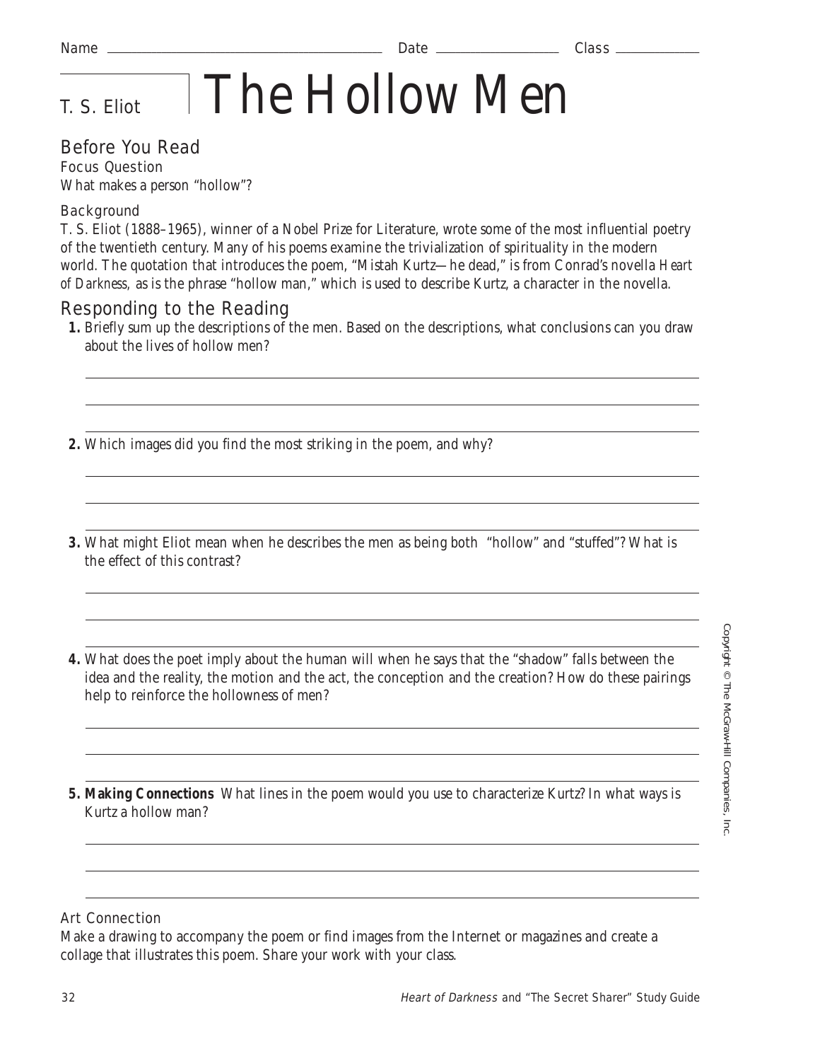Name ______________________________ Date ______________ Class __________

T. S. Eliot

# The Hollow Men

## Before You Read

### Focus Question

What makes a person "hollow"?

### Background

T. S. Eliot (1888–1965), winner of a Nobel Prize for Literature, wrote some of the most influential poetry of the twentieth century. Many of his poems examine the trivialization of spirituality in the modern world. The quotation that introduces the poem, "Mistah Kurtz—he dead," is from Conrad's novella *Heart of Darkness,* as is the phrase "hollow man," which is used to describe Kurtz, a character in the novella.

## Responding to the Reading

**1.** Briefly sum up the descriptions of the men. Based on the descriptions, what conclusions can you draw about the lives of hollow men?

______________________________________________________________________

______________________________________________________________________

______________________________________________________________________

**2.** Which images did you find the most striking in the poem, and why?

______________________________________________________________________

______________________________________________________________________

______________________________________________________________________

**3.** What might Eliot mean when he describes the men as being both "hollow" and "stuffed"? What is the effect of this contrast?

______________________________________________________________________

______________________________________________________________________

______________________________________________________________________

**4.** What does the poet imply about the human will when he says that the "shadow" falls between the idea and the reality, the motion and the act, the conception and the creation? How do these pairings help to reinforce the hollowness of men?

______________________________________________________________________

______________________________________________________________________

______________________________________________________________________

**5. Making Connections** What lines in the poem would you use to characterize Kurtz? In what ways is Kurtz a hollow man?

______________________________________________________________________

______________________________________________________________________

______________________________________________________________________

### Art Connection

Make a drawing to accompany the poem or find images from the Internet or magazines and create a collage that illustrates this poem. Share your work with your class.

Copyright © The McGraw-Hill Companies, Inc.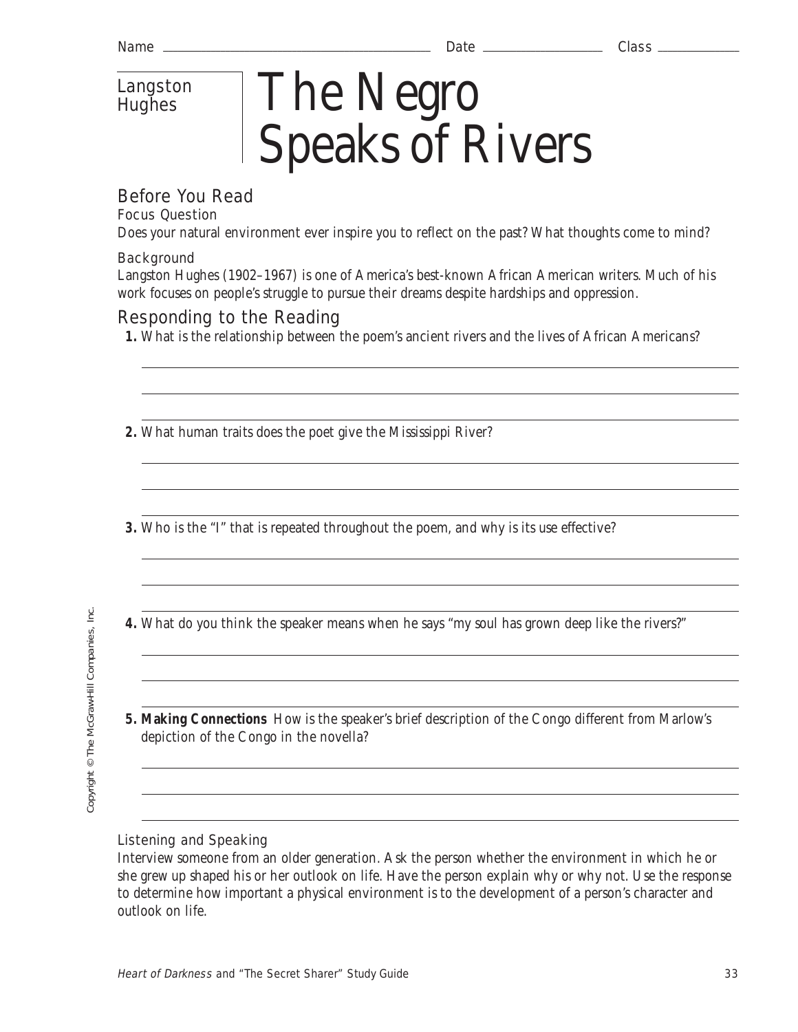Name ______________________ Date ____________ Class ________

Langston Hughes

# The Negro Speaks of Rivers

## Before You Read

### Focus Question

Does your natural environment ever inspire you to reflect on the past? What thoughts come to mind?

### Background

Langston Hughes (1902–1967) is one of America's best-known African American writers. Much of his work focuses on people's struggle to pursue their dreams despite hardships and oppression.

## Responding to the Reading

**1.** What is the relationship between the poem's ancient rivers and the lives of African Americans?

______________________________________________

______________________________________________

______________________________________________

**2.** What human traits does the poet give the Mississippi River?

______________________________________________

______________________________________________

______________________________________________

**3.** Who is the "I" that is repeated throughout the poem, and why is its use effective?

______________________________________________

______________________________________________

______________________________________________

**4.** What do you think the speaker means when he says "my soul has grown deep like the rivers?"

______________________________________________

______________________________________________

______________________________________________

**5. Making Connections** How is the speaker's brief description of the Congo different from Marlow's depiction of the Congo in the novella?

______________________________________________

______________________________________________

______________________________________________

### Listening and Speaking

Interview someone from an older generation. Ask the person whether the environment in which he or she grew up shaped his or her outlook on life. Have the person explain why or why not. Use the response to determine how important a physical environment is to the development of a person's character and outlook on life.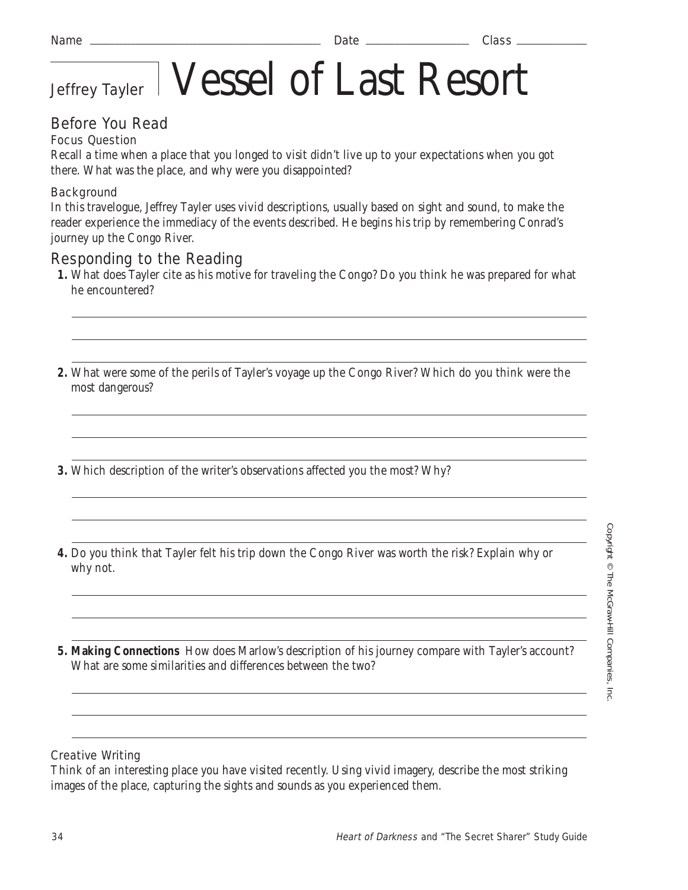Name ______________________ Date ____________ Class ________

Jeffrey Tayler

# Vessel of Last Resort

## Before You Read

### Focus Question

Recall a time when a place that you longed to visit didn't live up to your expectations when you got there. What was the place, and why were you disappointed?

### Background

In this travelogue, Jeffrey Tayler uses vivid descriptions, usually based on sight and sound, to make the reader experience the immediacy of the events described. He begins his trip by remembering Conrad's journey up the Congo River.

## Responding to the Reading

**1.** What does Tayler cite as his motive for traveling the Congo? Do you think he was prepared for what he encountered?

**2.** What were some of the perils of Tayler's voyage up the Congo River? Which do you think were the most dangerous?

**3.** Which description of the writer's observations affected you the most? Why?

**4.** Do you think that Tayler felt his trip down the Congo River was worth the risk? Explain why or why not.

**5. Making Connections** How does Marlow's description of his journey compare with Tayler's account? What are some similarities and differences between the two?

### Creative Writing

Think of an interesting place you have visited recently. Using vivid imagery, describe the most striking images of the place, capturing the sights and sounds as you experienced them.

Copyright © The McGraw-Hill Companies, Inc.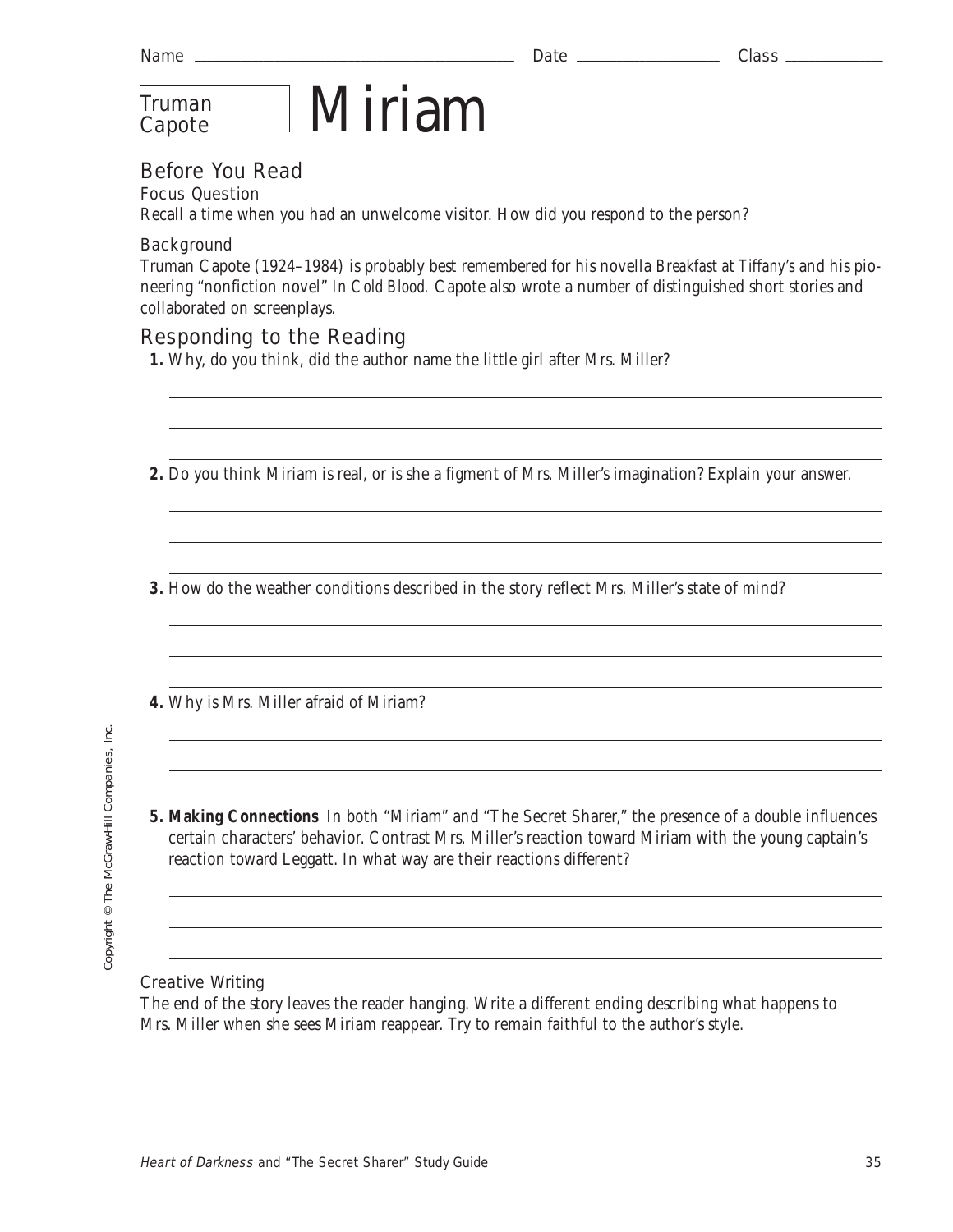Name _______________ Date _______________ Class _______________

# Truman Capote | Miriam

## Before You Read

### Focus Question

Recall a time when you had an unwelcome visitor. How did you respond to the person?

### Background

Truman Capote (1924–1984) is probably best remembered for his novella *Breakfast at Tiffany's* and his pioneering "nonfiction novel" *In Cold Blood.* Capote also wrote a number of distinguished short stories and collaborated on screenplays.

## Responding to the Reading

**1.** Why, do you think, did the author name the little girl after Mrs. Miller?

**2.** Do you think Miriam is real, or is she a figment of Mrs. Miller's imagination? Explain your answer.

**3.** How do the weather conditions described in the story reflect Mrs. Miller's state of mind?

**4.** Why is Mrs. Miller afraid of Miriam?

**5. Making Connections** In both "Miriam" and "The Secret Sharer," the presence of a double influences certain characters' behavior. Contrast Mrs. Miller's reaction toward Miriam with the young captain's reaction toward Leggatt. In what way are their reactions different?

### Creative Writing

The end of the story leaves the reader hanging. Write a different ending describing what happens to Mrs. Miller when she sees Miriam reappear. Try to remain faithful to the author's style.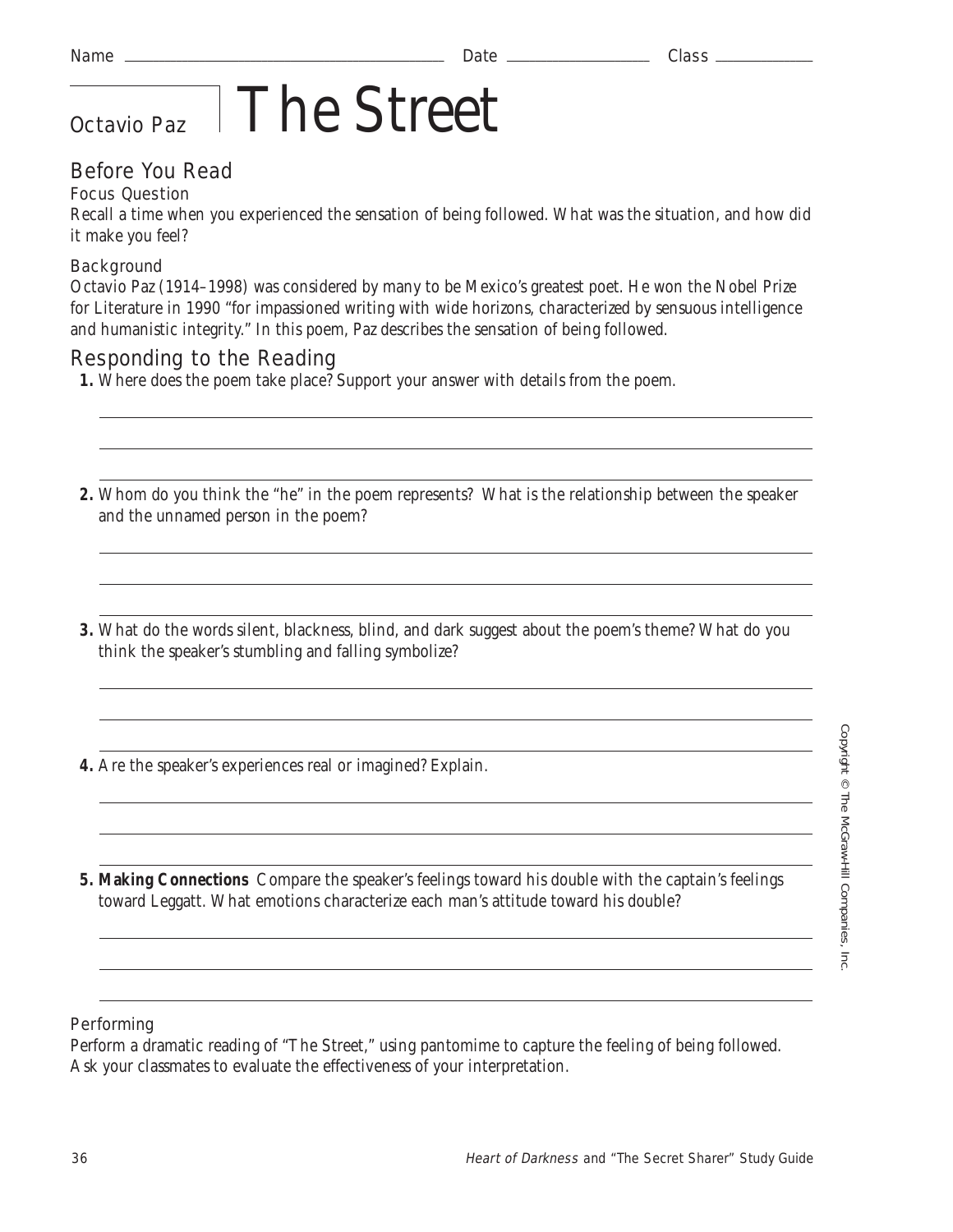Name _______________ Date _______________ Class _______________

Octavio Paz

# The Street

## Before You Read

### Focus Question

Recall a time when you experienced the sensation of being followed. What was the situation, and how did it make you feel?

### Background

Octavio Paz (1914–1998) was considered by many to be Mexico's greatest poet. He won the Nobel Prize for Literature in 1990 "for impassioned writing with wide horizons, characterized by sensuous intelligence and humanistic integrity." In this poem, Paz describes the sensation of being followed.

## Responding to the Reading

**1.** Where does the poem take place? Support your answer with details from the poem.

**2.** Whom do you think the "he" in the poem represents? What is the relationship between the speaker and the unnamed person in the poem?

**3.** What do the words silent, blackness, blind, and dark suggest about the poem's theme? What do you think the speaker's stumbling and falling symbolize?

**4.** Are the speaker's experiences real or imagined? Explain.

**5. Making Connections** Compare the speaker's feelings toward his double with the captain's feelings toward Leggatt. What emotions characterize each man's attitude toward his double?

### Performing

Perform a dramatic reading of "The Street," using pantomime to capture the feeling of being followed. Ask your classmates to evaluate the effectiveness of your interpretation.

Copyright © The McGraw-Hill Companies, Inc.